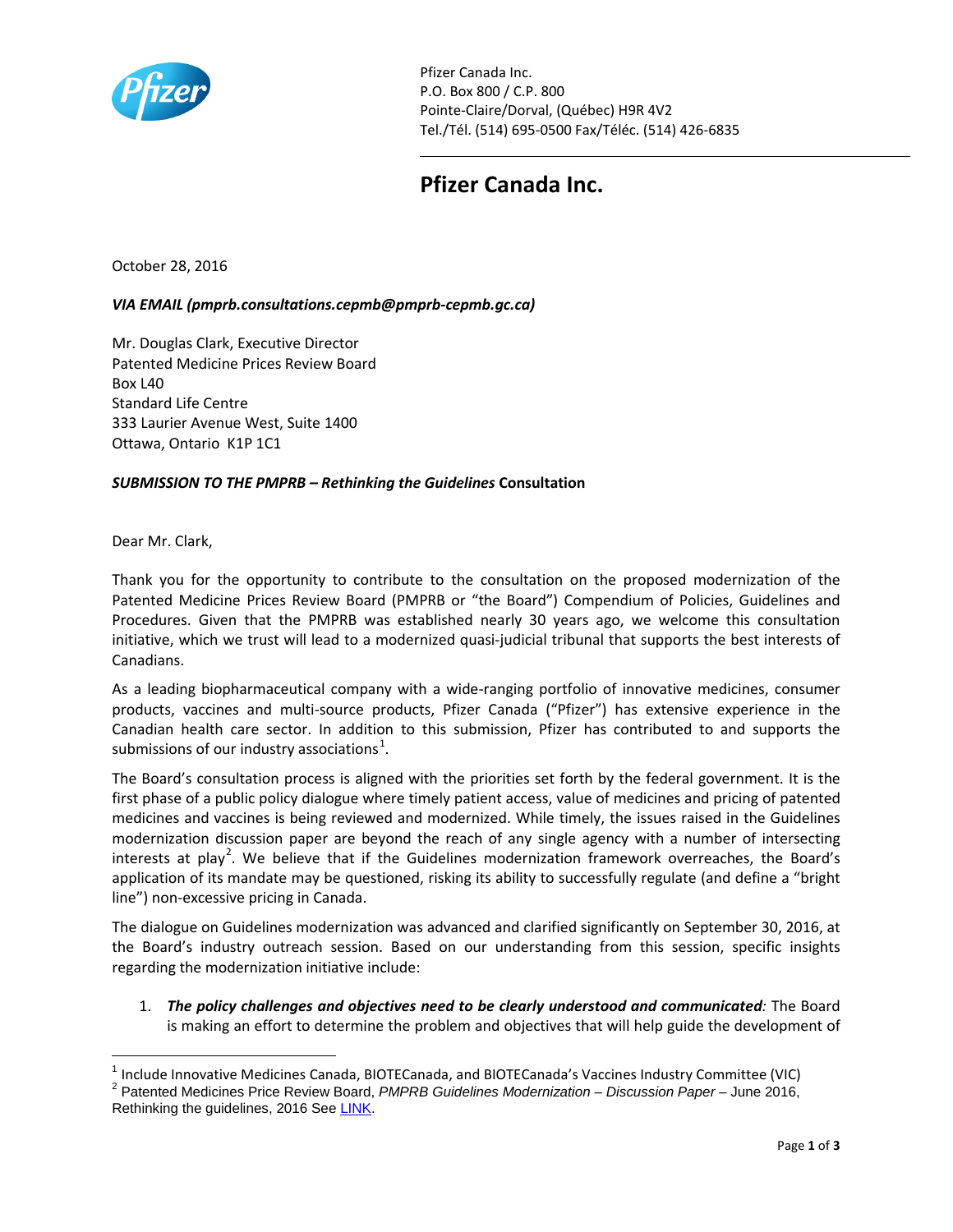Pfizer Canada Inc.
P.O. Box 800 / C.P. 800
Pointe-Claire/Dorval, (Québec) H9R 4V2
Tel./Tél. (514) 695-0500 Fax/Téléc. (514) 426-6835

# Pfizer Canada Inc.

October 28, 2016

***VIA EMAIL (pmprb.consultations.cepmb@pmprb-cepmb.gc.ca)***

Mr. Douglas Clark, Executive Director
Patented Medicine Prices Review Board
Box L40
Standard Life Centre
333 Laurier Avenue West, Suite 1400
Ottawa, Ontario K1P 1C1

***SUBMISSION TO THE PMPRB – Rethinking the Guidelines* Consultation**

Dear Mr. Clark,

Thank you for the opportunity to contribute to the consultation on the proposed modernization of the Patented Medicine Prices Review Board (PMPRB or "the Board") Compendium of Policies, Guidelines and Procedures. Given that the PMPRB was established nearly 30 years ago, we welcome this consultation initiative, which we trust will lead to a modernized quasi-judicial tribunal that supports the best interests of Canadians.

As a leading biopharmaceutical company with a wide-ranging portfolio of innovative medicines, consumer products, vaccines and multi-source products, Pfizer Canada ("Pfizer") has extensive experience in the Canadian health care sector. In addition to this submission, Pfizer has contributed to and supports the submissions of our industry associations[1].

The Board's consultation process is aligned with the priorities set forth by the federal government. It is the first phase of a public policy dialogue where timely patient access, value of medicines and pricing of patented medicines and vaccines is being reviewed and modernized. While timely, the issues raised in the Guidelines modernization discussion paper are beyond the reach of any single agency with a number of intersecting interests at play[2]. We believe that if the Guidelines modernization framework overreaches, the Board's application of its mandate may be questioned, risking its ability to successfully regulate (and define a "bright line") non-excessive pricing in Canada.

The dialogue on Guidelines modernization was advanced and clarified significantly on September 30, 2016, at the Board's industry outreach session. Based on our understanding from this session, specific insights regarding the modernization initiative include:

1. ***The policy challenges and objectives need to be clearly understood and communicated**:* The Board is making an effort to determine the problem and objectives that will help guide the development of

---

[1] Include Innovative Medicines Canada, BIOTECanada, and BIOTECanada's Vaccines Industry Committee (VIC)

[2] Patented Medicines Price Review Board, *PMPRB Guidelines Modernization – Discussion Paper* – June 2016, Rethinking the guidelines, 2016 See LINK.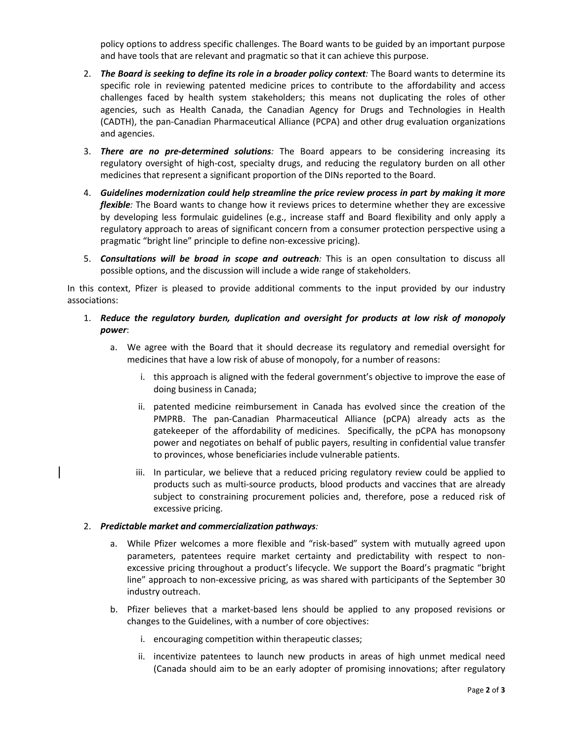policy options to address specific challenges. The Board wants to be guided by an important purpose and have tools that are relevant and pragmatic so that it can achieve this purpose.

2. ***The Board is seeking to define its role in a broader policy context:*** The Board wants to determine its specific role in reviewing patented medicine prices to contribute to the affordability and access challenges faced by health system stakeholders; this means not duplicating the roles of other agencies, such as Health Canada, the Canadian Agency for Drugs and Technologies in Health (CADTH), the pan-Canadian Pharmaceutical Alliance (PCPA) and other drug evaluation organizations and agencies.
3. ***There are no pre-determined solutions:*** The Board appears to be considering increasing its regulatory oversight of high-cost, specialty drugs, and reducing the regulatory burden on all other medicines that represent a significant proportion of the DINs reported to the Board.
4. ***Guidelines modernization could help streamline the price review process in part by making it more flexible:*** The Board wants to change how it reviews prices to determine whether they are excessive by developing less formulaic guidelines (e.g., increase staff and Board flexibility and only apply a regulatory approach to areas of significant concern from a consumer protection perspective using a pragmatic "bright line" principle to define non-excessive pricing).
5. ***Consultations will be broad in scope and outreach:*** This is an open consultation to discuss all possible options, and the discussion will include a wide range of stakeholders.

In this context, Pfizer is pleased to provide additional comments to the input provided by our industry associations:

1. ***Reduce the regulatory burden, duplication and oversight for products at low risk of monopoly power***:
   a. We agree with the Board that it should decrease its regulatory and remedial oversight for medicines that have a low risk of abuse of monopoly, for a number of reasons:
      i. this approach is aligned with the federal government's objective to improve the ease of doing business in Canada;
      ii. patented medicine reimbursement in Canada has evolved since the creation of the PMPRB. The pan-Canadian Pharmaceutical Alliance (pCPA) already acts as the gatekeeper of the affordability of medicines. Specifically, the pCPA has monopsony power and negotiates on behalf of public payers, resulting in confidential value transfer to provinces, whose beneficiaries include vulnerable patients.
      iii. In particular, we believe that a reduced pricing regulatory review could be applied to products such as multi-source products, blood products and vaccines that are already subject to constraining procurement policies and, therefore, pose a reduced risk of excessive pricing.
2. ***Predictable market and commercialization pathways:***
   a. While Pfizer welcomes a more flexible and "risk-based" system with mutually agreed upon parameters, patentees require market certainty and predictability with respect to non-excessive pricing throughout a product's lifecycle. We support the Board's pragmatic "bright line" approach to non-excessive pricing, as was shared with participants of the September 30 industry outreach.
   b. Pfizer believes that a market-based lens should be applied to any proposed revisions or changes to the Guidelines, with a number of core objectives:
      i. encouraging competition within therapeutic classes;
      ii. incentivize patentees to launch new products in areas of high unmet medical need (Canada should aim to be an early adopter of promising innovations; after regulatory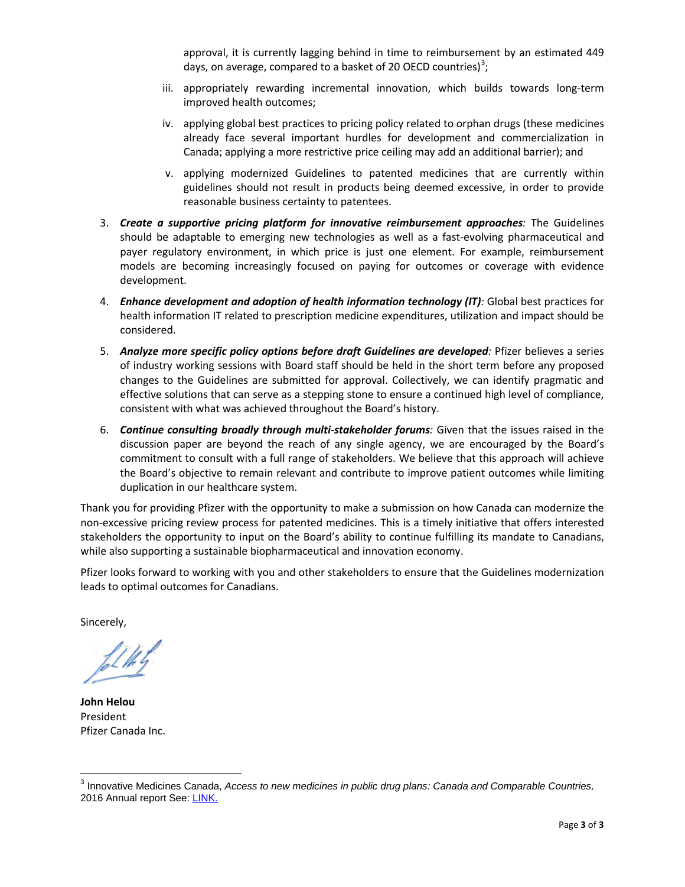approval, it is currently lagging behind in time to reimbursement by an estimated 449 days, on average, compared to a basket of 20 OECD countries)[3];

iii. appropriately rewarding incremental innovation, which builds towards long-term improved health outcomes;

iv. applying global best practices to pricing policy related to orphan drugs (these medicines already face several important hurdles for development and commercialization in Canada; applying a more restrictive price ceiling may add an additional barrier); and

v. applying modernized Guidelines to patented medicines that are currently within guidelines should not result in products being deemed excessive, in order to provide reasonable business certainty to patentees.

3. ***Create a supportive pricing platform for innovative reimbursement approaches:*** The Guidelines should be adaptable to emerging new technologies as well as a fast-evolving pharmaceutical and payer regulatory environment, in which price is just one element. For example, reimbursement models are becoming increasingly focused on paying for outcomes or coverage with evidence development.

4. ***Enhance development and adoption of health information technology (IT):*** Global best practices for health information IT related to prescription medicine expenditures, utilization and impact should be considered.

5. ***Analyze more specific policy options before draft Guidelines are developed:*** Pfizer believes a series of industry working sessions with Board staff should be held in the short term before any proposed changes to the Guidelines are submitted for approval. Collectively, we can identify pragmatic and effective solutions that can serve as a stepping stone to ensure a continued high level of compliance, consistent with what was achieved throughout the Board's history.

6. ***Continue consulting broadly through multi-stakeholder forums:*** Given that the issues raised in the discussion paper are beyond the reach of any single agency, we are encouraged by the Board's commitment to consult with a full range of stakeholders. We believe that this approach will achieve the Board's objective to remain relevant and contribute to improve patient outcomes while limiting duplication in our healthcare system.

Thank you for providing Pfizer with the opportunity to make a submission on how Canada can modernize the non-excessive pricing review process for patented medicines. This is a timely initiative that offers interested stakeholders the opportunity to input on the Board's ability to continue fulfilling its mandate to Canadians, while also supporting a sustainable biopharmaceutical and innovation economy.

Pfizer looks forward to working with you and other stakeholders to ensure that the Guidelines modernization leads to optimal outcomes for Canadians.

Sincerely,

**John Helou**
President
Pfizer Canada Inc.

---

[3] Innovative Medicines Canada, *Access to new medicines in public drug plans: Canada and Comparable Countries*, 2016 Annual report See: LINK.